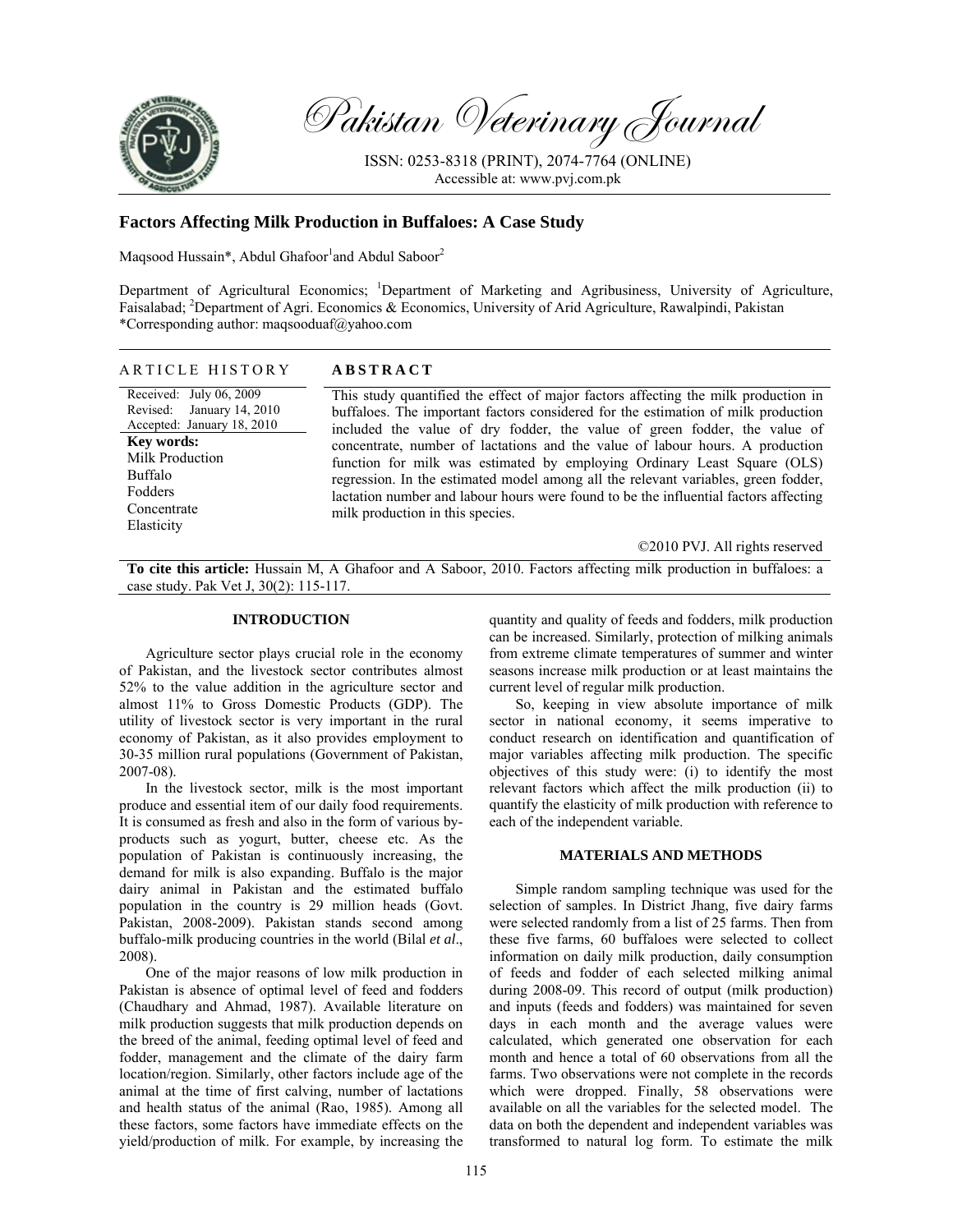# Factors Affecting Milk Production in Buffaloes: A Case Study

Maqsood Hussain*, Abdul Ghafoor[1] and Abdul Saboor[2]

Department of Agricultural Economics; [1]Department of Marketing and Agribusiness, University of Agriculture, Faisalabad; [2]Department of Agri. Economics & Economics, University of Arid Agriculture, Rawalpindi, Pakistan
*Corresponding author: maqsooduaf@yahoo.com

## ARTICLE HISTORY

Received: July 06, 2009
Revised: January 14, 2010
Accepted: January 18, 2010

**Key words:**
Milk Production
Buffalo
Fodders
Concentrate
Elasticity

## ABSTRACT

This study quantified the effect of major factors affecting the milk production in buffaloes. The important factors considered for the estimation of milk production included the value of dry fodder, the value of green fodder, the value of concentrate, number of lactations and the value of labour hours. A production function for milk was estimated by employing Ordinary Least Square (OLS) regression. In the estimated model among all the relevant variables, green fodder, lactation number and labour hours were found to be the influential factors affecting milk production in this species.

©2010 PVJ. All rights reserved

**To cite this article:** Hussain M, A Ghafoor and A Saboor, 2010. Factors affecting milk production in buffaloes: a case study. Pak Vet J, 30(2): 115-117.

## INTRODUCTION

Agriculture sector plays crucial role in the economy of Pakistan, and the livestock sector contributes almost 52% to the value addition in the agriculture sector and almost 11% to Gross Domestic Products (GDP). The utility of livestock sector is very important in the rural economy of Pakistan, as it also provides employment to 30-35 million rural populations (Government of Pakistan, 2007-08).

In the livestock sector, milk is the most important produce and essential item of our daily food requirements. It is consumed as fresh and also in the form of various by-products such as yogurt, butter, cheese etc. As the population of Pakistan is continuously increasing, the demand for milk is also expanding. Buffalo is the major dairy animal in Pakistan and the estimated buffalo population in the country is 29 million heads (Govt. Pakistan, 2008-2009). Pakistan stands second among buffalo-milk producing countries in the world (Bilal *et al*., 2008).

One of the major reasons of low milk production in Pakistan is absence of optimal level of feed and fodders (Chaudhary and Ahmad, 1987). Available literature on milk production suggests that milk production depends on the breed of the animal, feeding optimal level of feed and fodder, management and the climate of the dairy farm location/region. Similarly, other factors include age of the animal at the time of first calving, number of lactations and health status of the animal (Rao, 1985). Among all these factors, some factors have immediate effects on the yield/production of milk. For example, by increasing the quantity and quality of feeds and fodders, milk production can be increased. Similarly, protection of milking animals from extreme climate temperatures of summer and winter seasons increase milk production or at least maintains the current level of regular milk production.

So, keeping in view absolute importance of milk sector in national economy, it seems imperative to conduct research on identification and quantification of major variables affecting milk production. The specific objectives of this study were: (i) to identify the most relevant factors which affect the milk production (ii) to quantify the elasticity of milk production with reference to each of the independent variable.

## MATERIALS AND METHODS

Simple random sampling technique was used for the selection of samples. In District Jhang, five dairy farms were selected randomly from a list of 25 farms. Then from these five farms, 60 buffaloes were selected to collect information on daily milk production, daily consumption of feeds and fodder of each selected milking animal during 2008-09. This record of output (milk production) and inputs (feeds and fodders) was maintained for seven days in each month and the average values were calculated, which generated one observation for each month and hence a total of 60 observations from all the farms. Two observations were not complete in the records which were dropped. Finally, 58 observations were available on all the variables for the selected model. The data on both the dependent and independent variables was transformed to natural log form. To estimate the milk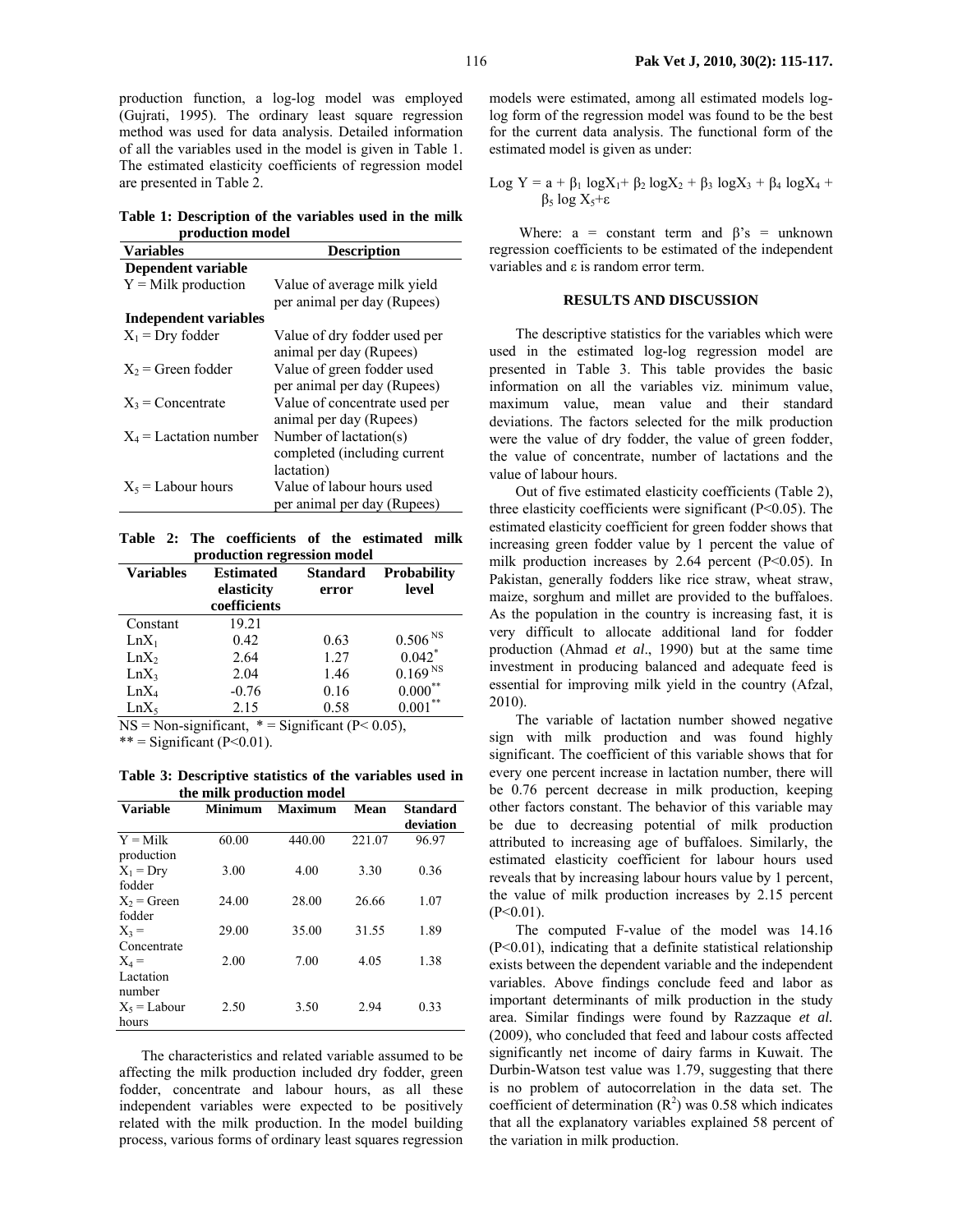production function, a log-log model was employed (Gujrati, 1995). The ordinary least square regression method was used for data analysis. Detailed information of all the variables used in the model is given in Table 1. The estimated elasticity coefficients of regression model are presented in Table 2.

**Table 1: Description of the variables used in the milk production model**

| Variables | Description |
|---|---|
| **Dependent variable** | |
| $Y$ = Milk production | Value of average milk yield per animal per day (Rupees) |
| **Independent variables** | |
| $X_1$ = Dry fodder | Value of dry fodder used per animal per day (Rupees) |
| $X_2$ = Green fodder | Value of green fodder used per animal per day (Rupees) |
| $X_3$ = Concentrate | Value of concentrate used per animal per day (Rupees) |
| $X_4$ = Lactation number | Number of lactation(s) completed (including current lactation) |
| $X_5$ = Labour hours | Value of labour hours used per animal per day (Rupees) |

**Table 2: The coefficients of the estimated milk production regression model**

| Variables | Estimated elasticity coefficients | Standard error | Probability level |
|---|---|---|---|
| Constant | 19.21 | | |
| $LnX_1$ | 0.42 | 0.63 | $0.506^{NS}$ |
| $LnX_2$ | 2.64 | 1.27 | $0.042^{*}$ |
| $LnX_3$ | 2.04 | 1.46 | $0.169^{NS}$ |
| $LnX_4$ | -0.76 | 0.16 | $0.000^{**}$ |
| $LnX_5$ | 2.15 | 0.58 | $0.001^{**}$ |

NS = Non-significant, * = Significant ($P < 0.05$), ** = Significant ($P<0.01$).

**Table 3: Descriptive statistics of the variables used in the milk production model**

| Variable | Minimum | Maximum | Mean | Standard deviation |
|---|---|---|---|---|
| $Y$ = Milk production | 60.00 | 440.00 | 221.07 | 96.97 |
| $X_1$ = Dry fodder | 3.00 | 4.00 | 3.30 | 0.36 |
| $X_2$ = Green fodder | 24.00 | 28.00 | 26.66 | 1.07 |
| $X_3$ = Concentrate | 29.00 | 35.00 | 31.55 | 1.89 |
| $X_4$ = Lactation number | 2.00 | 7.00 | 4.05 | 1.38 |
| $X_5$ = Labour hours | 2.50 | 3.50 | 2.94 | 0.33 |

The characteristics and related variable assumed to be affecting the milk production included dry fodder, green fodder, concentrate and labour hours, as all these independent variables were expected to be positively related with the milk production. In the model building process, various forms of ordinary least squares regression models were estimated, among all estimated models log-log form of the regression model was found to be the best for the current data analysis. The functional form of the estimated model is given as under:

$$\text{Log } Y = a + \beta_1 \log X_1 + \beta_2 \log X_2 + \beta_3 \log X_3 + \beta_4 \log X_4 + \beta_5 \log X_5 + \varepsilon$$

Where: a = constant term and β's = unknown regression coefficients to be estimated of the independent variables and ε is random error term.

## RESULTS AND DISCUSSION

The descriptive statistics for the variables which were used in the estimated log-log regression model are presented in Table 3. This table provides the basic information on all the variables viz. minimum value, maximum value, mean value and their standard deviations. The factors selected for the milk production were the value of dry fodder, the value of green fodder, the value of concentrate, number of lactations and the value of labour hours.

Out of five estimated elasticity coefficients (Table 2), three elasticity coefficients were significant ($P<0.05$). The estimated elasticity coefficient for green fodder shows that increasing green fodder value by 1 percent the value of milk production increases by 2.64 percent ($P<0.05$). In Pakistan, generally fodders like rice straw, wheat straw, maize, sorghum and millet are provided to the buffaloes. As the population in the country is increasing fast, it is very difficult to allocate additional land for fodder production (Ahmad *et al*., 1990) but at the same time investment in producing balanced and adequate feed is essential for improving milk yield in the country (Afzal, 2010).

The variable of lactation number showed negative sign with milk production and was found highly significant. The coefficient of this variable shows that for every one percent increase in lactation number, there will be 0.76 percent decrease in milk production, keeping other factors constant. The behavior of this variable may be due to decreasing potential of milk production attributed to increasing age of buffaloes. Similarly, the estimated elasticity coefficient for labour hours used reveals that by increasing labour hours value by 1 percent, the value of milk production increases by 2.15 percent ($P<0.01$).

The computed F-value of the model was 14.16 ($P<0.01$), indicating that a definite statistical relationship exists between the dependent variable and the independent variables. Above findings conclude feed and labor as important determinants of milk production in the study area. Similar findings were found by Razzaque *et al.* (2009), who concluded that feed and labour costs affected significantly net income of dairy farms in Kuwait. The Durbin-Watson test value was 1.79, suggesting that there is no problem of autocorrelation in the data set. The coefficient of determination ($R^2$) was 0.58 which indicates that all the explanatory variables explained 58 percent of the variation in milk production.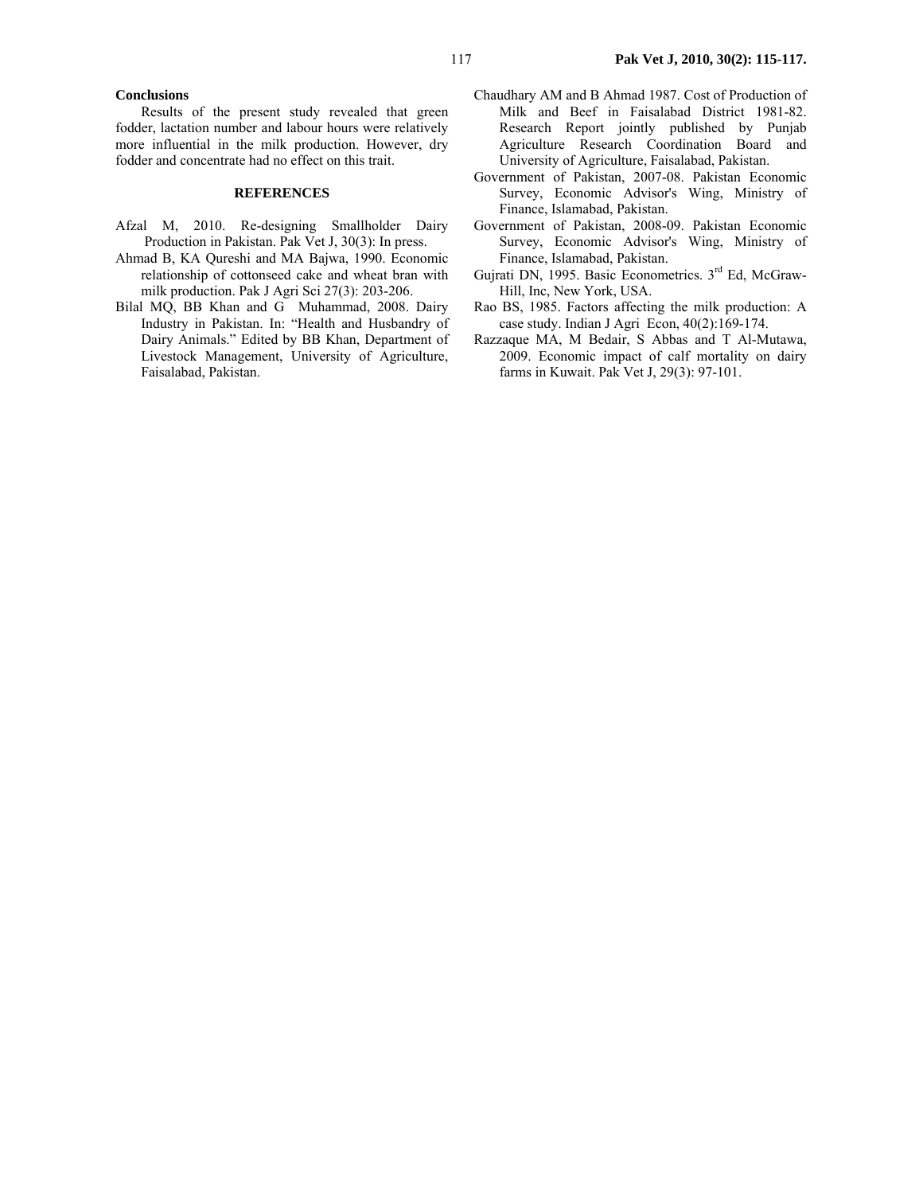### Conclusions

Results of the present study revealed that green fodder, lactation number and labour hours were relatively more influential in the milk production. However, dry fodder and concentrate had no effect on this trait.

## REFERENCES

Afzal M, 2010. Re-designing Smallholder Dairy Production in Pakistan. Pak Vet J, 30(3): In press.

Ahmad B, KA Qureshi and MA Bajwa, 1990. Economic relationship of cottonseed cake and wheat bran with milk production. Pak J Agri Sci 27(3): 203-206.

Bilal MQ, BB Khan and G Muhammad, 2008. Dairy Industry in Pakistan. In: "Health and Husbandry of Dairy Animals." Edited by BB Khan, Department of Livestock Management, University of Agriculture, Faisalabad, Pakistan.

Chaudhary AM and B Ahmad 1987. Cost of Production of Milk and Beef in Faisalabad District 1981-82. Research Report jointly published by Punjab Agriculture Research Coordination Board and University of Agriculture, Faisalabad, Pakistan.

Government of Pakistan, 2007-08. Pakistan Economic Survey, Economic Advisor's Wing, Ministry of Finance, Islamabad, Pakistan.

Government of Pakistan, 2008-09. Pakistan Economic Survey, Economic Advisor's Wing, Ministry of Finance, Islamabad, Pakistan.

Gujrati DN, 1995. Basic Econometrics. 3rd Ed, McGraw-Hill, Inc, New York, USA.

Rao BS, 1985. Factors affecting the milk production: A case study. Indian J Agri Econ, 40(2):169-174.

Razzaque MA, M Bedair, S Abbas and T Al-Mutawa, 2009. Economic impact of calf mortality on dairy farms in Kuwait. Pak Vet J, 29(3): 97-101.